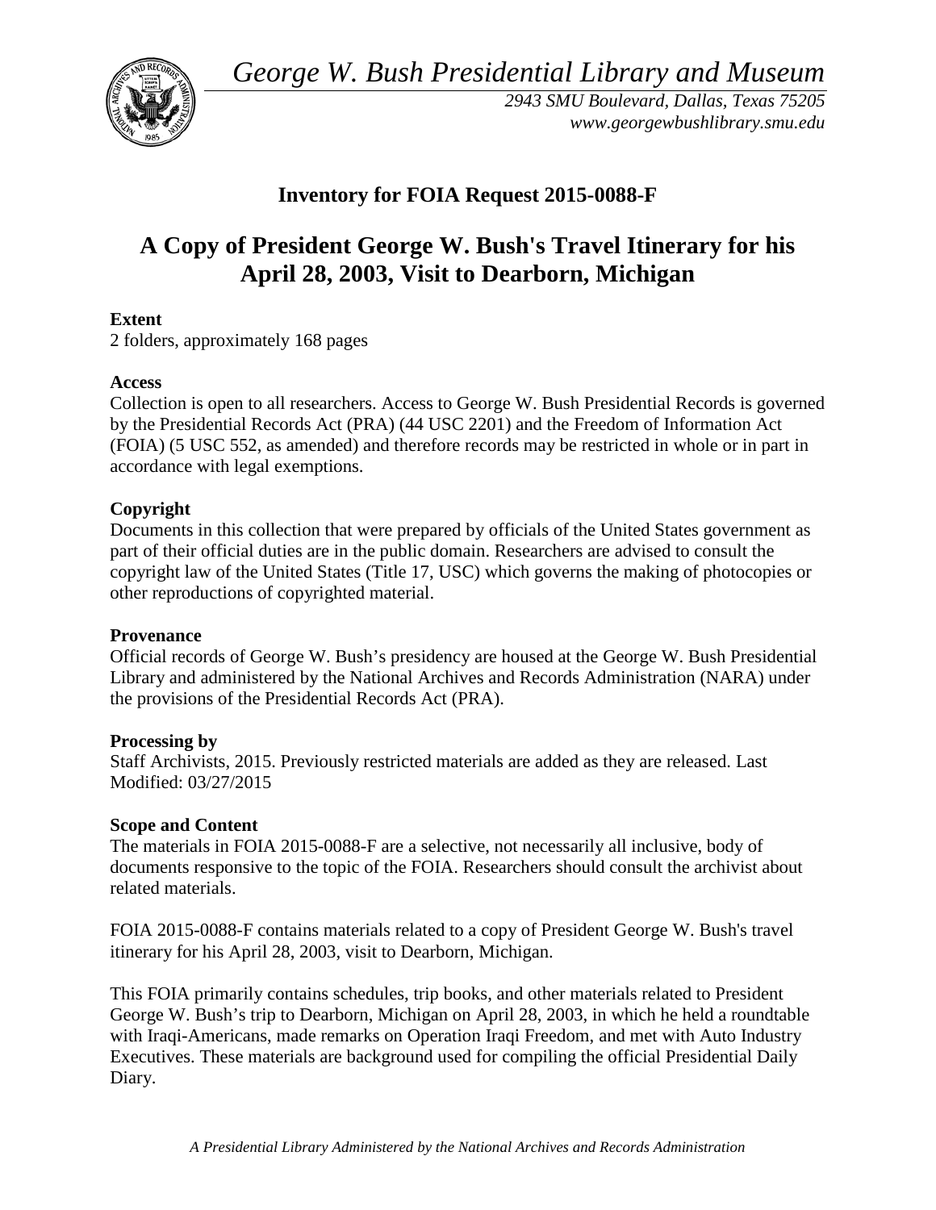*George W. Bush Presidential Library and Museum*

*2943 SMU Boulevard, Dallas, Texas 75205*
*www.georgewbushlibrary.smu.edu*

## Inventory for FOIA Request 2015-0088-F

# A Copy of President George W. Bush's Travel Itinerary for his April 28, 2003, Visit to Dearborn, Michigan

**Extent**
2 folders, approximately 168 pages

**Access**
Collection is open to all researchers. Access to George W. Bush Presidential Records is governed by the Presidential Records Act (PRA) (44 USC 2201) and the Freedom of Information Act (FOIA) (5 USC 552, as amended) and therefore records may be restricted in whole or in part in accordance with legal exemptions.

**Copyright**
Documents in this collection that were prepared by officials of the United States government as part of their official duties are in the public domain. Researchers are advised to consult the copyright law of the United States (Title 17, USC) which governs the making of photocopies or other reproductions of copyrighted material.

**Provenance**
Official records of George W. Bush's presidency are housed at the George W. Bush Presidential Library and administered by the National Archives and Records Administration (NARA) under the provisions of the Presidential Records Act (PRA).

**Processing by**
Staff Archivists, 2015. Previously restricted materials are added as they are released. Last Modified: 03/27/2015

**Scope and Content**
The materials in FOIA 2015-0088-F are a selective, not necessarily all inclusive, body of documents responsive to the topic of the FOIA. Researchers should consult the archivist about related materials.

FOIA 2015-0088-F contains materials related to a copy of President George W. Bush's travel itinerary for his April 28, 2003, visit to Dearborn, Michigan.

This FOIA primarily contains schedules, trip books, and other materials related to President George W. Bush's trip to Dearborn, Michigan on April 28, 2003, in which he held a roundtable with Iraqi-Americans, made remarks on Operation Iraqi Freedom, and met with Auto Industry Executives. These materials are background used for compiling the official Presidential Daily Diary.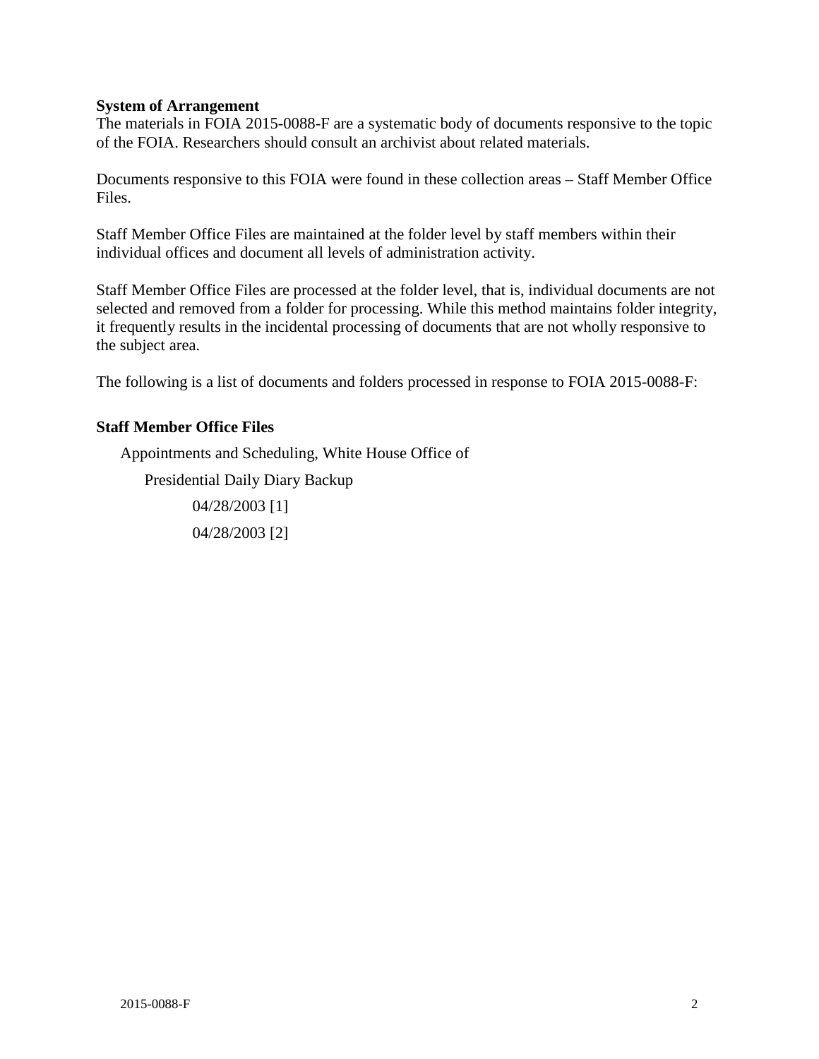**System of Arrangement**

The materials in FOIA 2015-0088-F are a systematic body of documents responsive to the topic of the FOIA. Researchers should consult an archivist about related materials.

Documents responsive to this FOIA were found in these collection areas – Staff Member Office Files.

Staff Member Office Files are maintained at the folder level by staff members within their individual offices and document all levels of administration activity.

Staff Member Office Files are processed at the folder level, that is, individual documents are not selected and removed from a folder for processing. While this method maintains folder integrity, it frequently results in the incidental processing of documents that are not wholly responsive to the subject area.

The following is a list of documents and folders processed in response to FOIA 2015-0088-F:

**Staff Member Office Files**

- Appointments and Scheduling, White House Office of
  - Presidential Daily Diary Backup
    - 04/28/2003 [1]
    - 04/28/2003 [2]